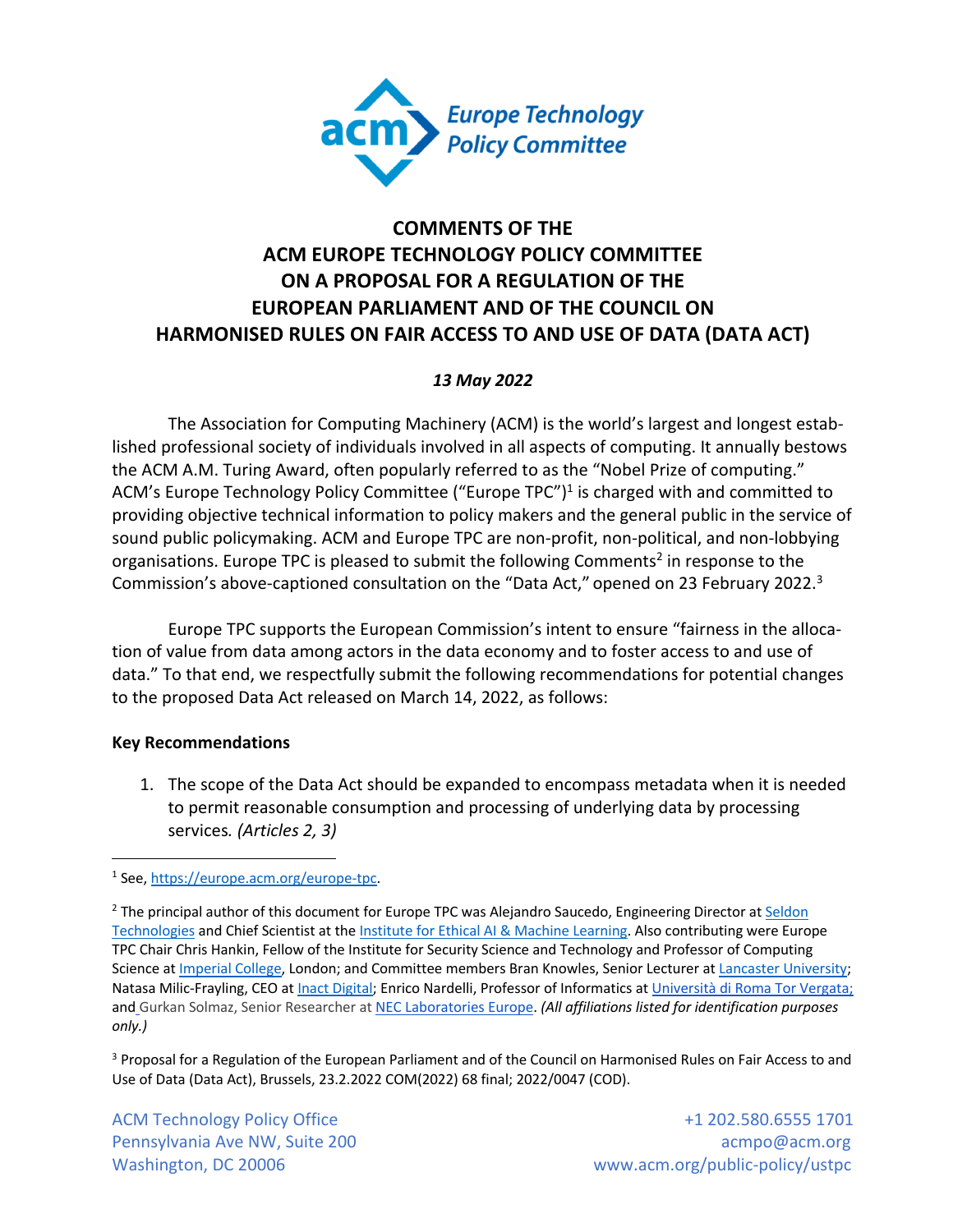# COMMENTS OF THE ACM EUROPE TECHNOLOGY POLICY COMMITTEE ON A PROPOSAL FOR A REGULATION OF THE EUROPEAN PARLIAMENT AND OF THE COUNCIL ON HARMONISED RULES ON FAIR ACCESS TO AND USE OF DATA (DATA ACT)

*13 May 2022*

The Association for Computing Machinery (ACM) is the world's largest and longest established professional society of individuals involved in all aspects of computing. It annually bestows the ACM A.M. Turing Award, often popularly referred to as the "Nobel Prize of computing." ACM's Europe Technology Policy Committee ("Europe TPC")[1] is charged with and committed to providing objective technical information to policy makers and the general public in the service of sound public policymaking. ACM and Europe TPC are non-profit, non-political, and non-lobbying organisations. Europe TPC is pleased to submit the following Comments[2] in response to the Commission's above-captioned consultation on the "Data Act," opened on 23 February 2022.[3]

Europe TPC supports the European Commission's intent to ensure "fairness in the allocation of value from data among actors in the data economy and to foster access to and use of data." To that end, we respectfully submit the following recommendations for potential changes to the proposed Data Act released on March 14, 2022, as follows:

**Key Recommendations**

1. The scope of the Data Act should be expanded to encompass metadata when it is needed to permit reasonable consumption and processing of underlying data by processing services. *(Articles 2, 3)*

---

[1] See, https://europe.acm.org/europe-tpc.

[2] The principal author of this document for Europe TPC was Alejandro Saucedo, Engineering Director at Seldon Technologies and Chief Scientist at the Institute for Ethical AI & Machine Learning. Also contributing were Europe TPC Chair Chris Hankin, Fellow of the Institute for Security Science and Technology and Professor of Computing Science at Imperial College, London; and Committee members Bran Knowles, Senior Lecturer at Lancaster University; Natasa Milic-Frayling, CEO at Inact Digital; Enrico Nardelli, Professor of Informatics at Università di Roma Tor Vergata; and Gurkan Solmaz, Senior Researcher at NEC Laboratories Europe. *(All affiliations listed for identification purposes only.)*

[3] Proposal for a Regulation of the European Parliament and of the Council on Harmonised Rules on Fair Access to and Use of Data (Data Act), Brussels, 23.2.2022 COM(2022) 68 final; 2022/0047 (COD).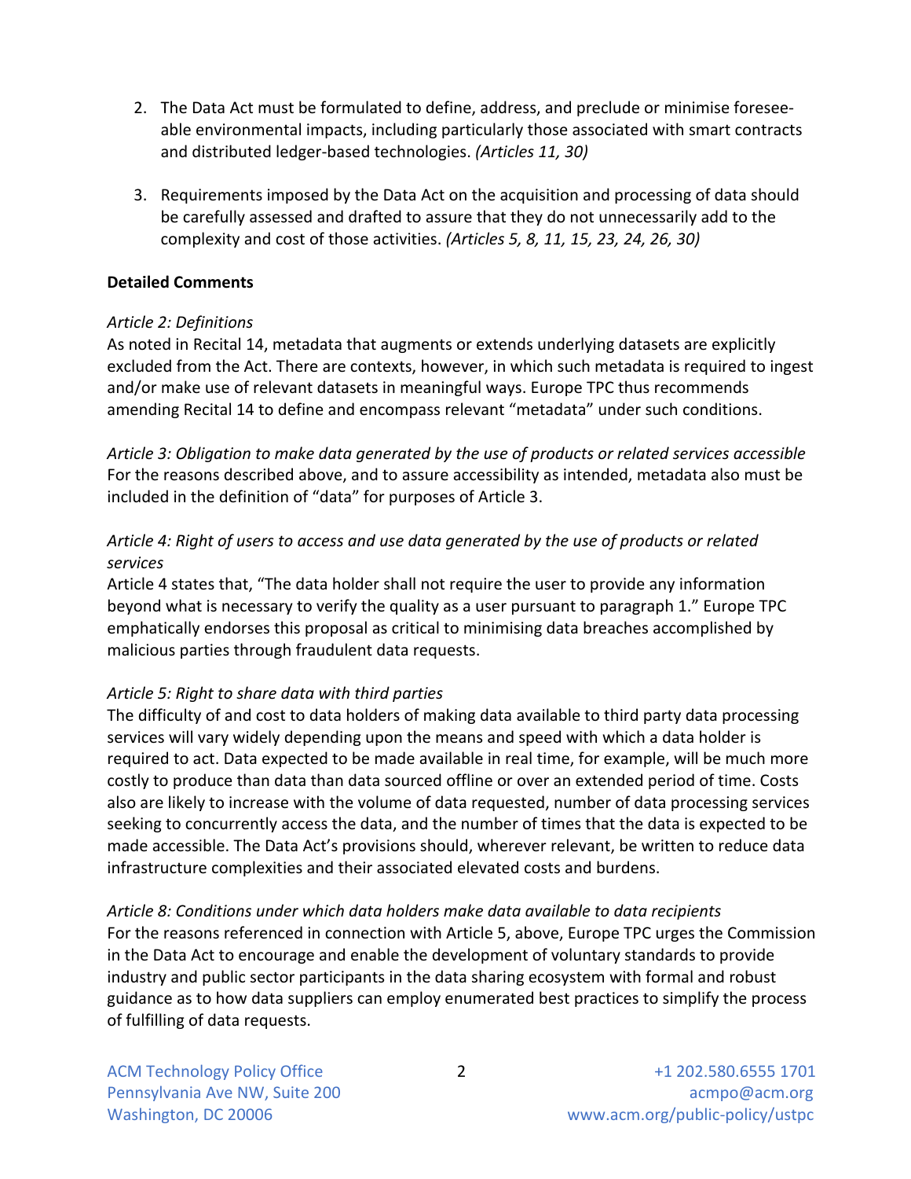2. The Data Act must be formulated to define, address, and preclude or minimise foreseeable environmental impacts, including particularly those associated with smart contracts and distributed ledger-based technologies. *(Articles 11, 30)*

3. Requirements imposed by the Data Act on the acquisition and processing of data should be carefully assessed and drafted to assure that they do not unnecessarily add to the complexity and cost of those activities. *(Articles 5, 8, 11, 15, 23, 24, 26, 30)*

**Detailed Comments**

*Article 2: Definitions*
As noted in Recital 14, metadata that augments or extends underlying datasets are explicitly excluded from the Act. There are contexts, however, in which such metadata is required to ingest and/or make use of relevant datasets in meaningful ways. Europe TPC thus recommends amending Recital 14 to define and encompass relevant "metadata" under such conditions.

*Article 3: Obligation to make data generated by the use of products or related services accessible*
For the reasons described above, and to assure accessibility as intended, metadata also must be included in the definition of "data" for purposes of Article 3.

*Article 4: Right of users to access and use data generated by the use of products or related services*
Article 4 states that, "The data holder shall not require the user to provide any information beyond what is necessary to verify the quality as a user pursuant to paragraph 1." Europe TPC emphatically endorses this proposal as critical to minimising data breaches accomplished by malicious parties through fraudulent data requests.

*Article 5: Right to share data with third parties*
The difficulty of and cost to data holders of making data available to third party data processing services will vary widely depending upon the means and speed with which a data holder is required to act. Data expected to be made available in real time, for example, will be much more costly to produce than data than data sourced offline or over an extended period of time. Costs also are likely to increase with the volume of data requested, number of data processing services seeking to concurrently access the data, and the number of times that the data is expected to be made accessible. The Data Act's provisions should, wherever relevant, be written to reduce data infrastructure complexities and their associated elevated costs and burdens.

*Article 8: Conditions under which data holders make data available to data recipients*
For the reasons referenced in connection with Article 5, above, Europe TPC urges the Commission in the Data Act to encourage and enable the development of voluntary standards to provide industry and public sector participants in the data sharing ecosystem with formal and robust guidance as to how data suppliers can employ enumerated best practices to simplify the process of fulfilling of data requests.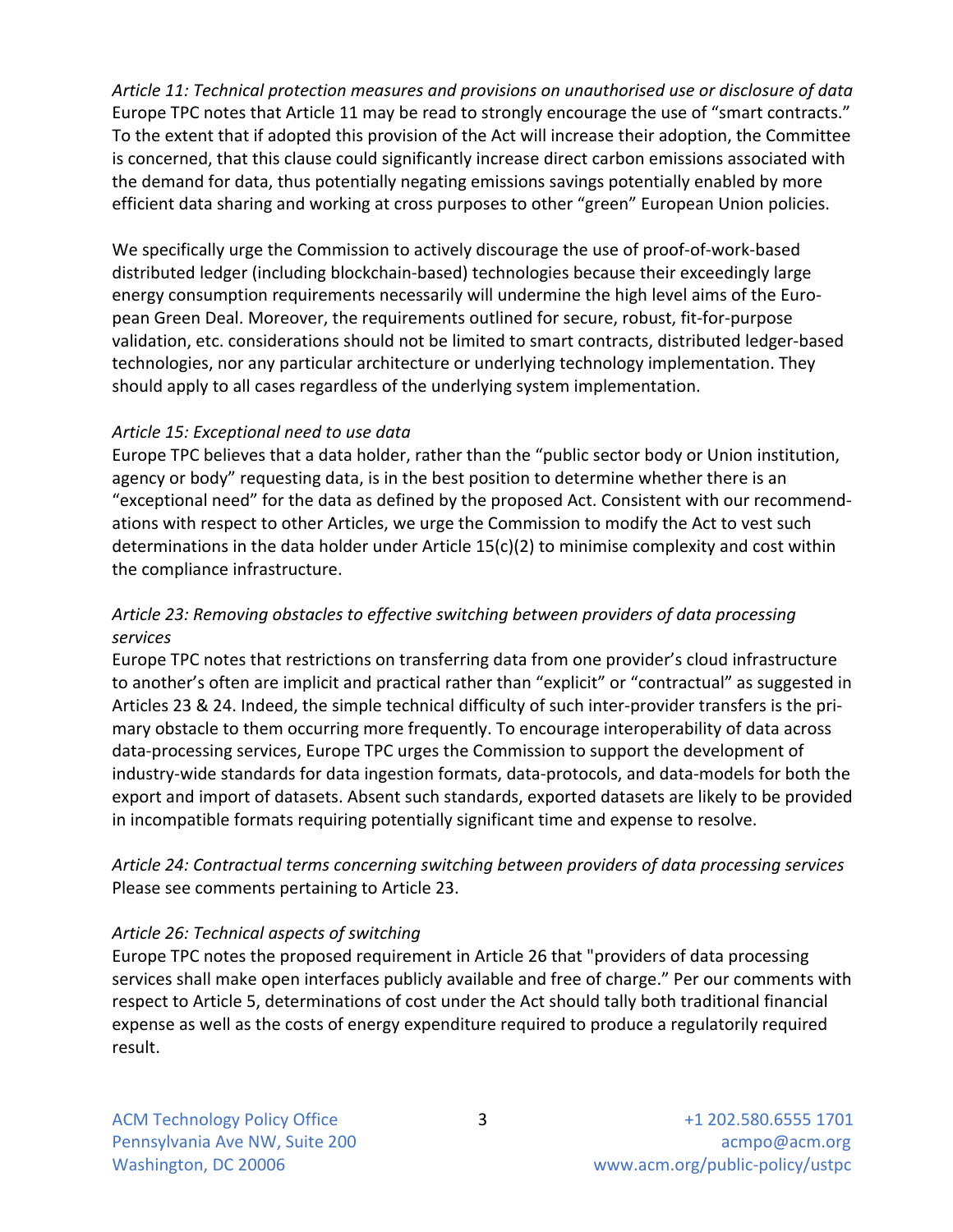*Article 11: Technical protection measures and provisions on unauthorised use or disclosure of data*
Europe TPC notes that Article 11 may be read to strongly encourage the use of "smart contracts." To the extent that if adopted this provision of the Act will increase their adoption, the Committee is concerned, that this clause could significantly increase direct carbon emissions associated with the demand for data, thus potentially negating emissions savings potentially enabled by more efficient data sharing and working at cross purposes to other "green" European Union policies.

We specifically urge the Commission to actively discourage the use of proof-of-work-based distributed ledger (including blockchain-based) technologies because their exceedingly large energy consumption requirements necessarily will undermine the high level aims of the European Green Deal. Moreover, the requirements outlined for secure, robust, fit-for-purpose validation, etc. considerations should not be limited to smart contracts, distributed ledger-based technologies, nor any particular architecture or underlying technology implementation. They should apply to all cases regardless of the underlying system implementation.

*Article 15: Exceptional need to use data*
Europe TPC believes that a data holder, rather than the "public sector body or Union institution, agency or body" requesting data, is in the best position to determine whether there is an "exceptional need" for the data as defined by the proposed Act. Consistent with our recommendations with respect to other Articles, we urge the Commission to modify the Act to vest such determinations in the data holder under Article 15(c)(2) to minimise complexity and cost within the compliance infrastructure.

*Article 23: Removing obstacles to effective switching between providers of data processing services*
Europe TPC notes that restrictions on transferring data from one provider's cloud infrastructure to another's often are implicit and practical rather than "explicit" or "contractual" as suggested in Articles 23 & 24. Indeed, the simple technical difficulty of such inter-provider transfers is the primary obstacle to them occurring more frequently. To encourage interoperability of data across data-processing services, Europe TPC urges the Commission to support the development of industry-wide standards for data ingestion formats, data-protocols, and data-models for both the export and import of datasets. Absent such standards, exported datasets are likely to be provided in incompatible formats requiring potentially significant time and expense to resolve.

*Article 24: Contractual terms concerning switching between providers of data processing services*
Please see comments pertaining to Article 23.

*Article 26: Technical aspects of switching*
Europe TPC notes the proposed requirement in Article 26 that "providers of data processing services shall make open interfaces publicly available and free of charge." Per our comments with respect to Article 5, determinations of cost under the Act should tally both traditional financial expense as well as the costs of energy expenditure required to produce a regulatorily required result.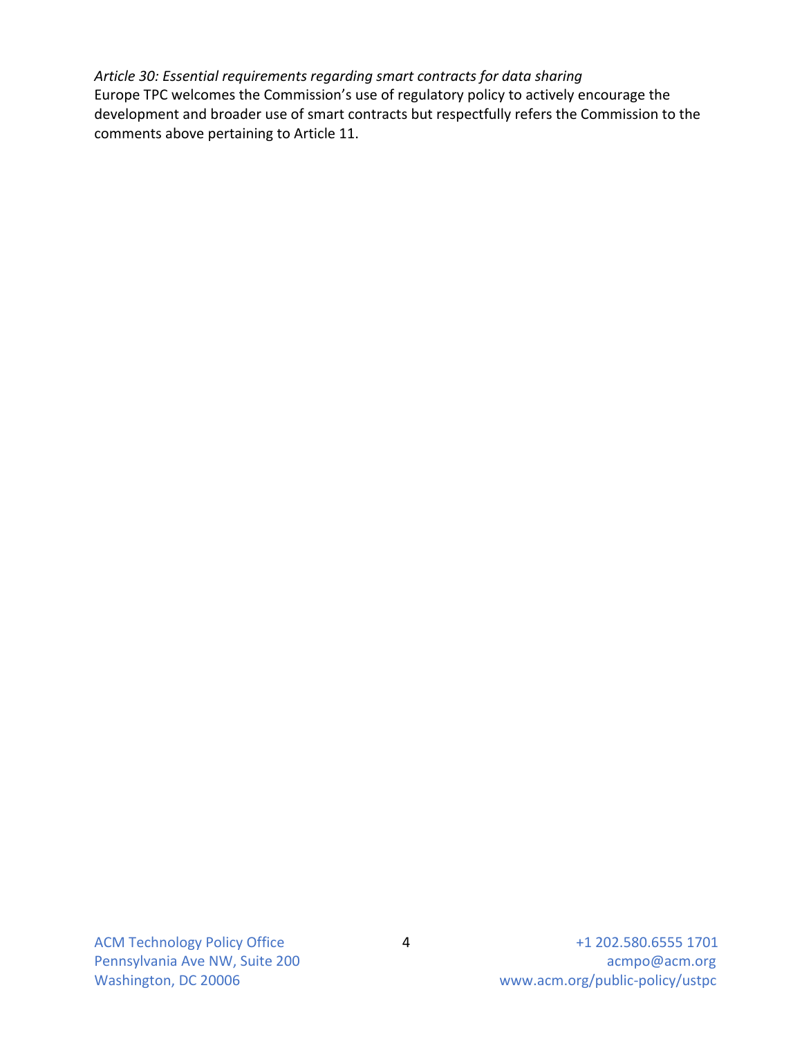*Article 30: Essential requirements regarding smart contracts for data sharing*

Europe TPC welcomes the Commission's use of regulatory policy to actively encourage the development and broader use of smart contracts but respectfully refers the Commission to the comments above pertaining to Article 11.